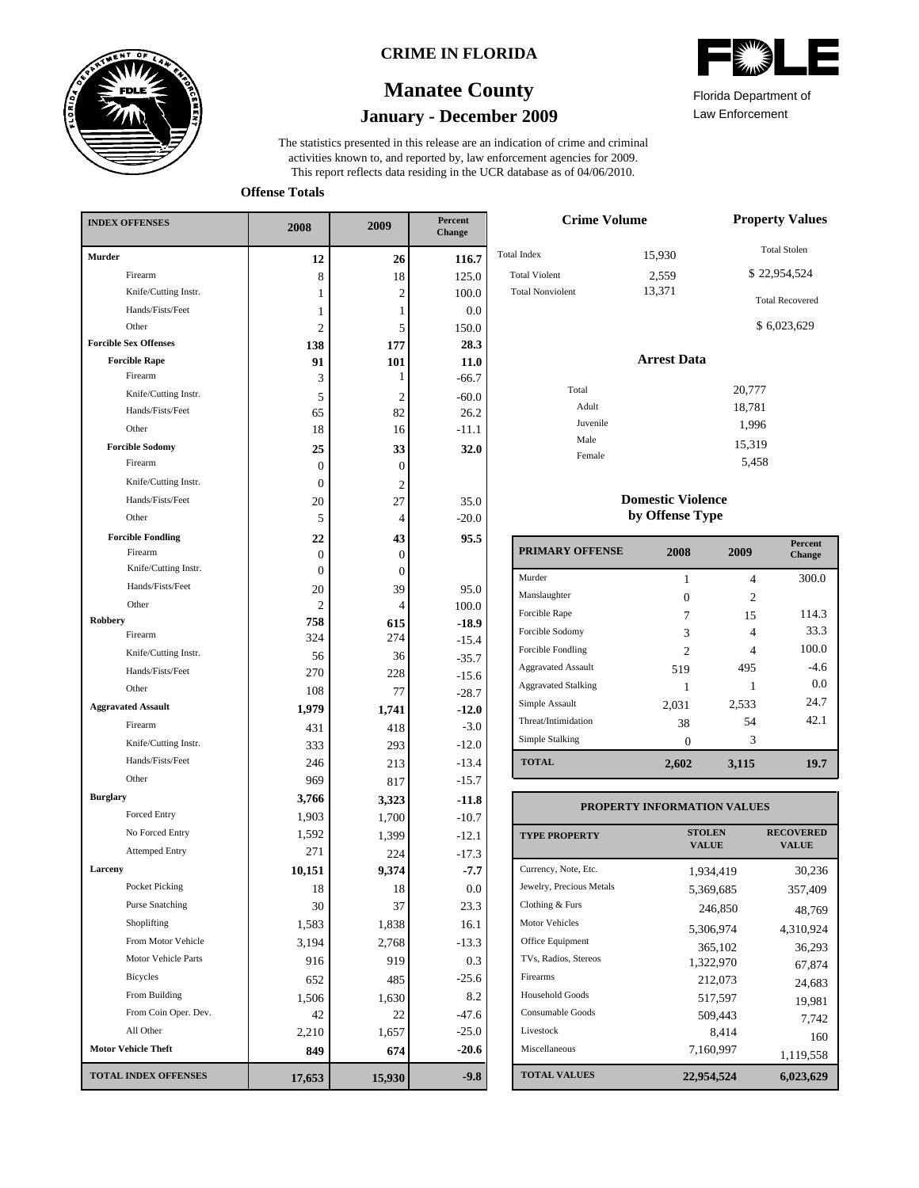# CRIME IN FLORIDA

## Manatee County

### January - December 2009

Florida Department of Law Enforcement

The statistics presented in this release are an indication of crime and criminal activities known to, and reported by, law enforcement agencies for 2009. This report reflects data residing in the UCR database as of 04/06/2010.

**Offense Totals**

| INDEX OFFENSES | 2008 | 2009 | Percent Change |
|---|---|---|---|
| **Murder** | **12** | **26** | **116.7** |
| Firearm | 8 | 18 | 125.0 |
| Knife/Cutting Instr. | 1 | 2 | 100.0 |
| Hands/Fists/Feet | 1 | 1 | 0.0 |
| Other | 2 | 5 | 150.0 |
| **Forcible Sex Offenses** | **138** | **177** | **28.3** |
| **Forcible Rape** | **91** | **101** | **11.0** |
| Firearm | 3 | 1 | -66.7 |
| Knife/Cutting Instr. | 5 | 2 | -60.0 |
| Hands/Fists/Feet | 65 | 82 | 26.2 |
| Other | 18 | 16 | -11.1 |
| **Forcible Sodomy** | **25** | **33** | **32.0** |
| Firearm | 0 | 0 | |
| Knife/Cutting Instr. | 0 | 2 | |
| Hands/Fists/Feet | 20 | 27 | 35.0 |
| Other | 5 | 4 | -20.0 |
| **Forcible Fondling** | **22** | **43** | **95.5** |
| Firearm | 0 | 0 | |
| Knife/Cutting Instr. | 0 | 0 | |
| Hands/Fists/Feet | 20 | 39 | 95.0 |
| Other | 2 | 4 | 100.0 |
| **Robbery** | **758** | **615** | **-18.9** |
| Firearm | 324 | 274 | -15.4 |
| Knife/Cutting Instr. | 56 | 36 | -35.7 |
| Hands/Fists/Feet | 270 | 228 | -15.6 |
| Other | 108 | 77 | -28.7 |
| **Aggravated Assault** | **1,979** | **1,741** | **-12.0** |
| Firearm | 431 | 418 | -3.0 |
| Knife/Cutting Instr. | 333 | 293 | -12.0 |
| Hands/Fists/Feet | 246 | 213 | -13.4 |
| Other | 969 | 817 | -15.7 |
| **Burglary** | **3,766** | **3,323** | **-11.8** |
| Forced Entry | 1,903 | 1,700 | -10.7 |
| No Forced Entry | 1,592 | 1,399 | -12.1 |
| Attemped Entry | 271 | 224 | -17.3 |
| **Larceny** | **10,151** | **9,374** | **-7.7** |
| Pocket Picking | 18 | 18 | 0.0 |
| Purse Snatching | 30 | 37 | 23.3 |
| Shoplifting | 1,583 | 1,838 | 16.1 |
| From Motor Vehicle | 3,194 | 2,768 | -13.3 |
| Motor Vehicle Parts | 916 | 919 | 0.3 |
| Bicycles | 652 | 485 | -25.6 |
| From Building | 1,506 | 1,630 | 8.2 |
| From Coin Oper. Dev. | 42 | 22 | -47.6 |
| All Other | 2,210 | 1,657 | -25.0 |
| **Motor Vehicle Theft** | **849** | **674** | **-20.6** |
| **TOTAL INDEX OFFENSES** | **17,653** | **15,930** | **-9.8** |

**Crime Volume**

| | |
|---|---|
| Total Index | 15,930 |
| Total Violent | 2,559 |
| Total Nonviolent | 13,371 |

**Property Values**

| | |
|---|---|
| Total Stolen | $ 22,954,524 |
| Total Recovered | $ 6,023,629 |

**Arrest Data**

| | |
|---|---|
| Total | 20,777 |
| Adult | 18,781 |
| Juvenile | 1,996 |
| Male | 15,319 |
| Female | 5,458 |

**Domestic Violence by Offense Type**

| PRIMARY OFFENSE | 2008 | 2009 | Percent Change |
|---|---|---|---|
| Murder | 1 | 4 | 300.0 |
| Manslaughter | 0 | 2 | |
| Forcible Rape | 7 | 15 | 114.3 |
| Forcible Sodomy | 3 | 4 | 33.3 |
| Forcible Fondling | 2 | 4 | 100.0 |
| Aggravated Assault | 519 | 495 | -4.6 |
| Aggravated Stalking | 1 | 1 | 0.0 |
| Simple Assault | 2,031 | 2,533 | 24.7 |
| Threat/Intimidation | 38 | 54 | 42.1 |
| Simple Stalking | 0 | 3 | |
| **TOTAL** | **2,602** | **3,115** | **19.7** |

**PROPERTY INFORMATION VALUES**

| TYPE PROPERTY | STOLEN VALUE | RECOVERED VALUE |
|---|---|---|
| Currency, Note, Etc. | 1,934,419 | 30,236 |
| Jewelry, Precious Metals | 5,369,685 | 357,409 |
| Clothing & Furs | 246,850 | 48,769 |
| Motor Vehicles | 5,306,974 | 4,310,924 |
| Office Equipment | 365,102 | 36,293 |
| TVs, Radios, Stereos | 1,322,970 | 67,874 |
| Firearms | 212,073 | 24,683 |
| Household Goods | 517,597 | 19,981 |
| Consumable Goods | 509,443 | 7,742 |
| Livestock | 8,414 | 160 |
| Miscellaneous | 7,160,997 | 1,119,558 |
| **TOTAL VALUES** | **22,954,524** | **6,023,629** |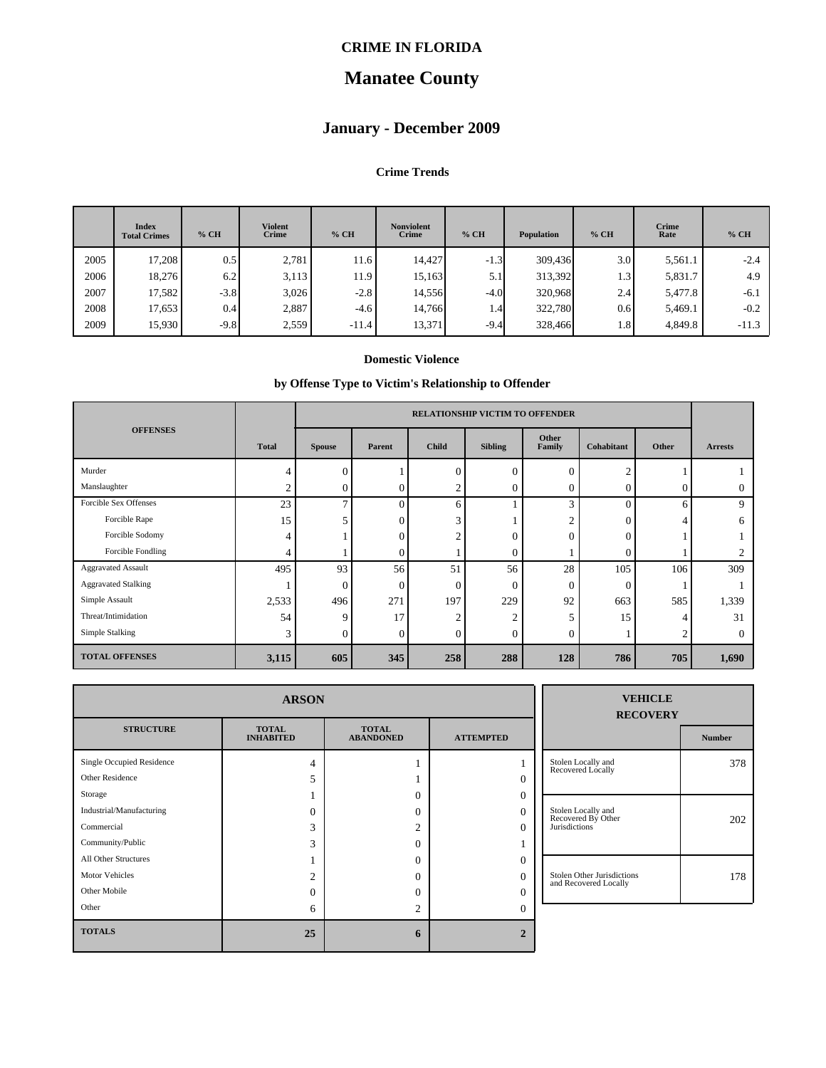**CRIME IN FLORIDA**

# Manatee County

## January - December 2009

### Crime Trends

| | Index Total Crimes | % CH | Violent Crime | % CH | Nonviolent Crime | % CH | Population | % CH | Crime Rate | % CH |
|---|---|---|---|---|---|---|---|---|---|---|
| 2005 | 17,208 | 0.5 | 2,781 | 11.6 | 14,427 | -1.3 | 309,436 | 3.0 | 5,561.1 | -2.4 |
| 2006 | 18,276 | 6.2 | 3,113 | 11.9 | 15,163 | 5.1 | 313,392 | 1.3 | 5,831.7 | 4.9 |
| 2007 | 17,582 | -3.8 | 3,026 | -2.8 | 14,556 | -4.0 | 320,968 | 2.4 | 5,477.8 | -6.1 |
| 2008 | 17,653 | 0.4 | 2,887 | -4.6 | 14,766 | 1.4 | 322,780 | 0.6 | 5,469.1 | -0.2 |
| 2009 | 15,930 | -9.8 | 2,559 | -11.4 | 13,371 | -9.4 | 328,466 | 1.8 | 4,849.8 | -11.3 |

### Domestic Violence

### by Offense Type to Victim's Relationship to Offender

| OFFENSES | Total | RELATIONSHIP VICTIM TO OFFENDER | | | | | | | Arrests |
|---|---|---|---|---|---|---|---|---|---|
| | | Spouse | Parent | Child | Sibling | Other Family | Cohabitant | Other | |
| Murder | 4 | 0 | 1 | 0 | 0 | 0 | 2 | 1 | 1 |
| Manslaughter | 2 | 0 | 0 | 2 | 0 | 0 | 0 | 0 | 0 |
| Forcible Sex Offenses | 23 | 7 | 0 | 6 | 1 | 3 | 0 | 6 | 9 |
| Forcible Rape | 15 | 5 | 0 | 3 | 1 | 2 | 0 | 4 | 6 |
| Forcible Sodomy | 4 | 1 | 0 | 2 | 0 | 0 | 0 | 1 | 1 |
| Forcible Fondling | 4 | 1 | 0 | 1 | 0 | 1 | 0 | 1 | 2 |
| Aggravated Assault | 495 | 93 | 56 | 51 | 56 | 28 | 105 | 106 | 309 |
| Aggravated Stalking | 1 | 0 | 0 | 0 | 0 | 0 | 0 | 1 | 1 |
| Simple Assault | 2,533 | 496 | 271 | 197 | 229 | 92 | 663 | 585 | 1,339 |
| Threat/Intimidation | 54 | 9 | 17 | 2 | 2 | 5 | 15 | 4 | 31 |
| Simple Stalking | 3 | 0 | 0 | 0 | 0 | 0 | 1 | 2 | 0 |
| **TOTAL OFFENSES** | **3,115** | **605** | **345** | **258** | **288** | **128** | **786** | **705** | **1,690** |

### ARSON

| STRUCTURE | TOTAL INHABITED | TOTAL ABANDONED | ATTEMPTED |
|---|---|---|---|
| Single Occupied Residence | 4 | 1 | 1 |
| Other Residence | 5 | 1 | 0 |
| Storage | 1 | 0 | 0 |
| Industrial/Manufacturing | 0 | 0 | 0 |
| Commercial | 3 | 2 | 0 |
| Community/Public | 3 | 0 | 1 |
| All Other Structures | 1 | 0 | 0 |
| Motor Vehicles | 2 | 0 | 0 |
| Other Mobile | 0 | 0 | 0 |
| Other | 6 | 2 | 0 |
| **TOTALS** | **25** | **6** | **2** |

### VEHICLE RECOVERY

| | Number |
|---|---|
| Stolen Locally and Recovered Locally | 378 |
| Stolen Locally and Recovered By Other Jurisdictions | 202 |
| Stolen Other Jurisdictions and Recovered Locally | 178 |